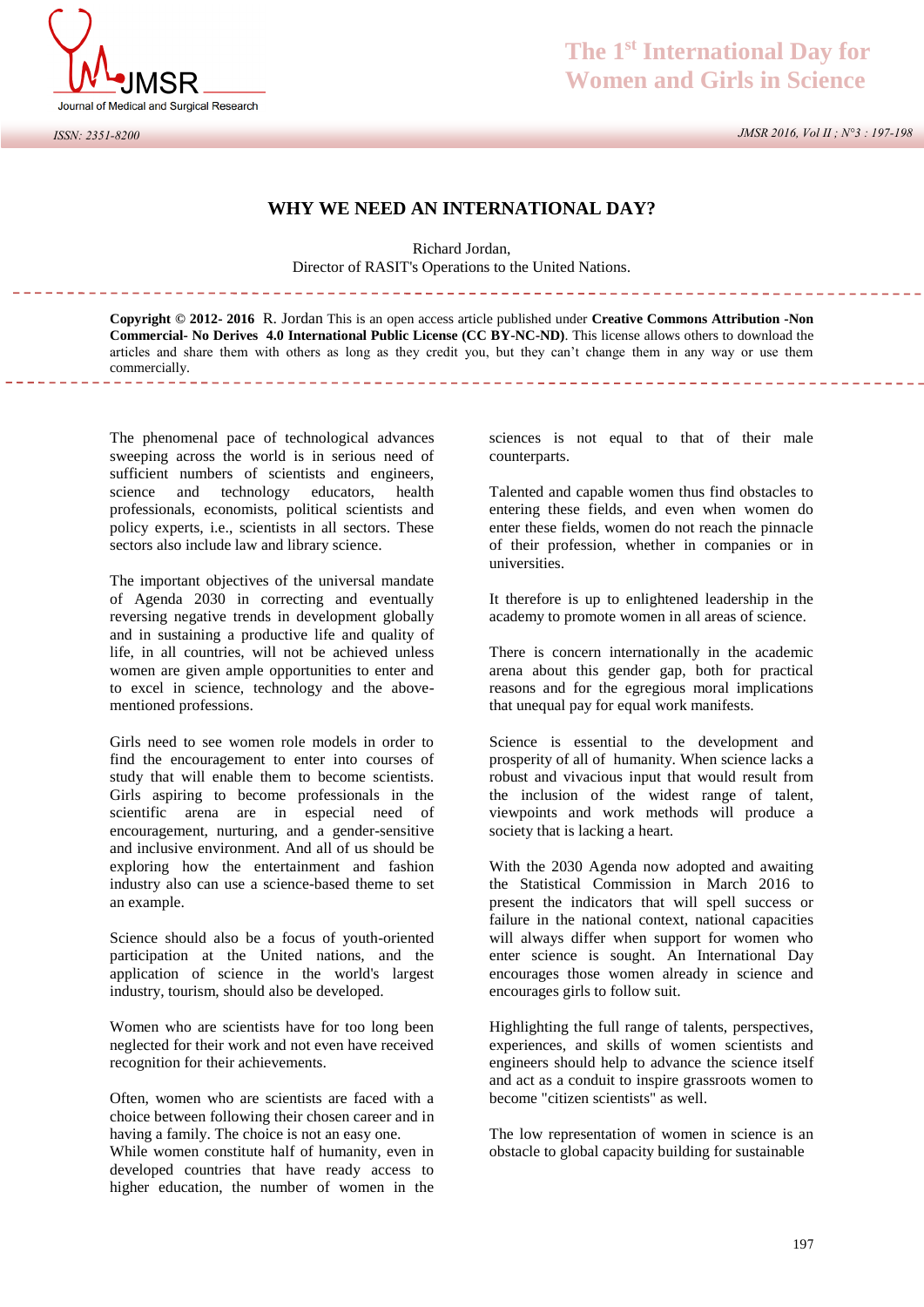# WHY WE NEED AN INTERNATIONAL DAY?

Richard Jordan,
Director of RASIT's Operations to the United Nations.

**Copyright © 2012- 2016** R. Jordan This is an open access article published under **Creative Commons Attribution -Non Commercial- No Derives 4.0 International Public License (CC BY-NC-ND)**. This license allows others to download the articles and share them with others as long as they credit you, but they can't change them in any way or use them commercially.

The phenomenal pace of technological advances sweeping across the world is in serious need of sufficient numbers of scientists and engineers, science and technology educators, health professionals, economists, political scientists and policy experts, i.e., scientists in all sectors. These sectors also include law and library science.

The important objectives of the universal mandate of Agenda 2030 in correcting and eventually reversing negative trends in development globally and in sustaining a productive life and quality of life, in all countries, will not be achieved unless women are given ample opportunities to enter and to excel in science, technology and the above-mentioned professions.

Girls need to see women role models in order to find the encouragement to enter into courses of study that will enable them to become scientists. Girls aspiring to become professionals in the scientific arena are in especial need of encouragement, nurturing, and a gender-sensitive and inclusive environment. And all of us should be exploring how the entertainment and fashion industry also can use a science-based theme to set an example.

Science should also be a focus of youth-oriented participation at the United nations, and the application of science in the world's largest industry, tourism, should also be developed.

Women who are scientists have for too long been neglected for their work and not even have received recognition for their achievements.

Often, women who are scientists are faced with a choice between following their chosen career and in having a family. The choice is not an easy one.
While women constitute half of humanity, even in developed countries that have ready access to higher education, the number of women in the sciences is not equal to that of their male counterparts.

Talented and capable women thus find obstacles to entering these fields, and even when women do enter these fields, women do not reach the pinnacle of their profession, whether in companies or in universities.

It therefore is up to enlightened leadership in the academy to promote women in all areas of science.

There is concern internationally in the academic arena about this gender gap, both for practical reasons and for the egregious moral implications that unequal pay for equal work manifests.

Science is essential to the development and prosperity of all of humanity. When science lacks a robust and vivacious input that would result from the inclusion of the widest range of talent, viewpoints and work methods will produce a society that is lacking a heart.

With the 2030 Agenda now adopted and awaiting the Statistical Commission in March 2016 to present the indicators that will spell success or failure in the national context, national capacities will always differ when support for women who enter science is sought. An International Day encourages those women already in science and encourages girls to follow suit.

Highlighting the full range of talents, perspectives, experiences, and skills of women scientists and engineers should help to advance the science itself and act as a conduit to inspire grassroots women to become "citizen scientists" as well.

The low representation of women in science is an obstacle to global capacity building for sustainable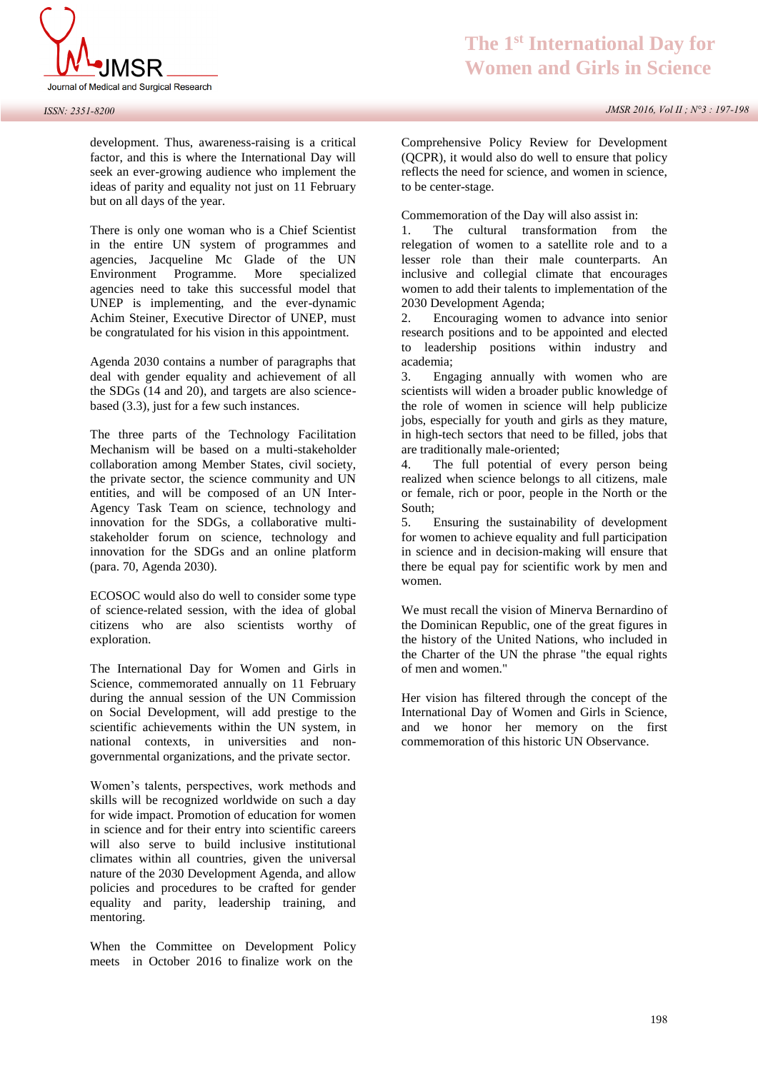development. Thus, awareness-raising is a critical factor, and this is where the International Day will seek an ever-growing audience who implement the ideas of parity and equality not just on 11 February but on all days of the year.

There is only one woman who is a Chief Scientist in the entire UN system of programmes and agencies, Jacqueline Mc Glade of the UN Environment Programme. More specialized agencies need to take this successful model that UNEP is implementing, and the ever-dynamic Achim Steiner, Executive Director of UNEP, must be congratulated for his vision in this appointment.

Agenda 2030 contains a number of paragraphs that deal with gender equality and achievement of all the SDGs (14 and 20), and targets are also science-based (3.3), just for a few such instances.

The three parts of the Technology Facilitation Mechanism will be based on a multi-stakeholder collaboration among Member States, civil society, the private sector, the science community and UN entities, and will be composed of an UN Inter-Agency Task Team on science, technology and innovation for the SDGs, a collaborative multi-stakeholder forum on science, technology and innovation for the SDGs and an online platform (para. 70, Agenda 2030).

ECOSOC would also do well to consider some type of science-related session, with the idea of global citizens who are also scientists worthy of exploration.

The International Day for Women and Girls in Science, commemorated annually on 11 February during the annual session of the UN Commission on Social Development, will add prestige to the scientific achievements within the UN system, in national contexts, in universities and non-governmental organizations, and the private sector.

Women's talents, perspectives, work methods and skills will be recognized worldwide on such a day for wide impact. Promotion of education for women in science and for their entry into scientific careers will also serve to build inclusive institutional climates within all countries, given the universal nature of the 2030 Development Agenda, and allow policies and procedures to be crafted for gender equality and parity, leadership training, and mentoring.

When the Committee on Development Policy meets in October 2016 to finalize work on the Comprehensive Policy Review for Development (QCPR), it would also do well to ensure that policy reflects the need for science, and women in science, to be center-stage.

Commemoration of the Day will also assist in:

1. The cultural transformation from the relegation of women to a satellite role and to a lesser role than their male counterparts. An inclusive and collegial climate that encourages women to add their talents to implementation of the 2030 Development Agenda;
2. Encouraging women to advance into senior research positions and to be appointed and elected to leadership positions within industry and academia;
3. Engaging annually with women who are scientists will widen a broader public knowledge of the role of women in science will help publicize jobs, especially for youth and girls as they mature, in high-tech sectors that need to be filled, jobs that are traditionally male-oriented;
4. The full potential of every person being realized when science belongs to all citizens, male or female, rich or poor, people in the North or the South;
5. Ensuring the sustainability of development for women to achieve equality and full participation in science and in decision-making will ensure that there be equal pay for scientific work by men and women.

We must recall the vision of Minerva Bernardino of the Dominican Republic, one of the great figures in the history of the United Nations, who included in the Charter of the UN the phrase "the equal rights of men and women."

Her vision has filtered through the concept of the International Day of Women and Girls in Science, and we honor her memory on the first commemoration of this historic UN Observance.